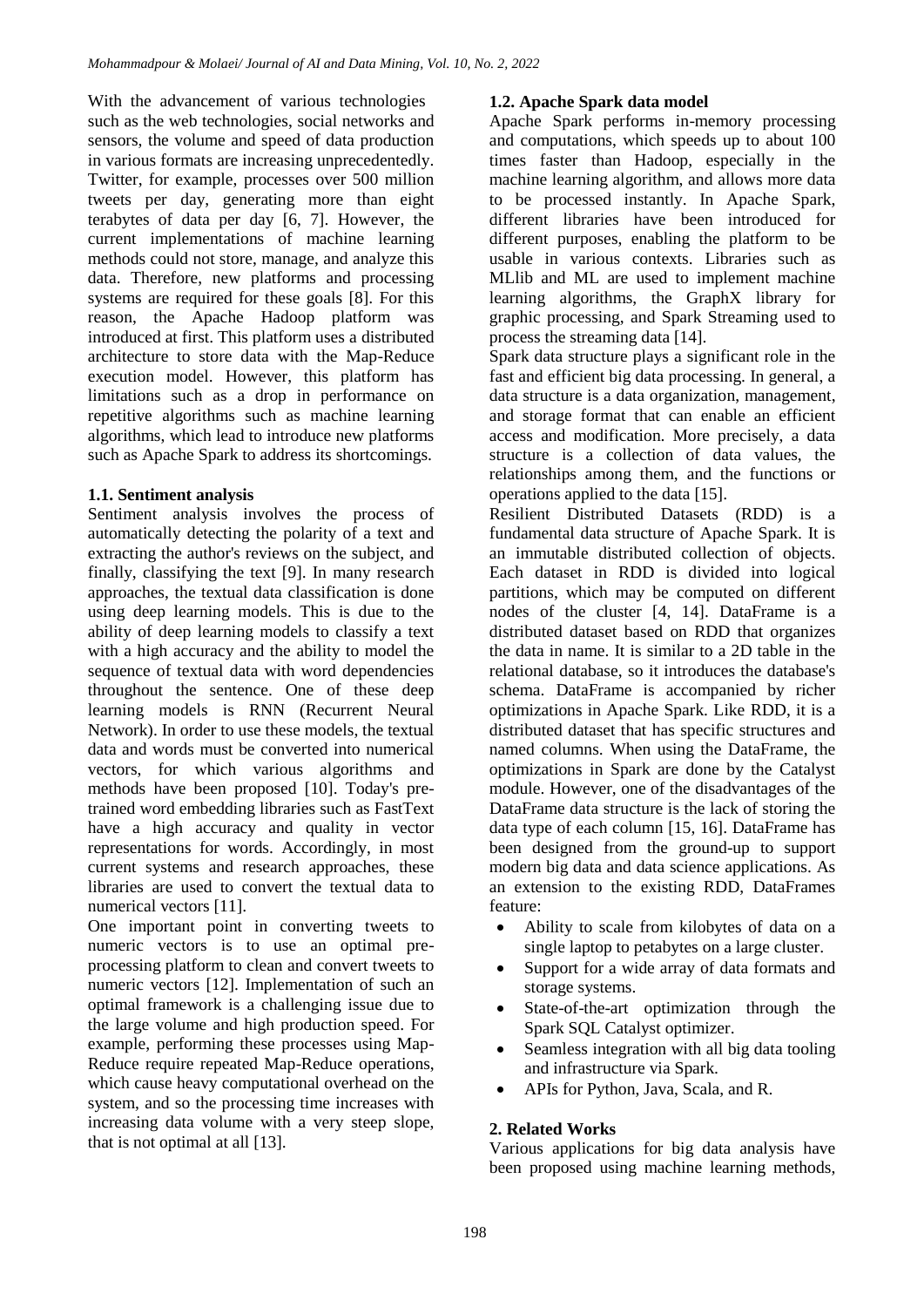With the advancement of various technologies such as the web technologies, social networks and sensors, the volume and speed of data production in various formats are increasing unprecedentedly. Twitter, for example, processes over 500 million tweets per day, generating more than eight terabytes of data per day [6, 7]. However, the current implementations of machine learning methods could not store, manage, and analyze this data. Therefore, new platforms and processing systems are required for these goals [8]. For this reason, the Apache Hadoop platform was introduced at first. This platform uses a distributed architecture to store data with the Map-Reduce execution model. However, this platform has limitations such as a drop in performance on repetitive algorithms such as machine learning algorithms, which lead to introduce new platforms such as Apache Spark to address its shortcomings.

### 1.1. Sentiment analysis

Sentiment analysis involves the process of automatically detecting the polarity of a text and extracting the author's reviews on the subject, and finally, classifying the text [9]. In many research approaches, the textual data classification is done using deep learning models. This is due to the ability of deep learning models to classify a text with a high accuracy and the ability to model the sequence of textual data with word dependencies throughout the sentence. One of these deep learning models is RNN (Recurrent Neural Network). In order to use these models, the textual data and words must be converted into numerical vectors, for which various algorithms and methods have been proposed [10]. Today's pre-trained word embedding libraries such as FastText have a high accuracy and quality in vector representations for words. Accordingly, in most current systems and research approaches, these libraries are used to convert the textual data to numerical vectors [11].

One important point in converting tweets to numeric vectors is to use an optimal pre-processing platform to clean and convert tweets to numeric vectors [12]. Implementation of such an optimal framework is a challenging issue due to the large volume and high production speed. For example, performing these processes using Map-Reduce require repeated Map-Reduce operations, which cause heavy computational overhead on the system, and so the processing time increases with increasing data volume with a very steep slope, that is not optimal at all [13].

### 1.2. Apache Spark data model

Apache Spark performs in-memory processing and computations, which speeds up to about 100 times faster than Hadoop, especially in the machine learning algorithm, and allows more data to be processed instantly. In Apache Spark, different libraries have been introduced for different purposes, enabling the platform to be usable in various contexts. Libraries such as MLlib and ML are used to implement machine learning algorithms, the GraphX library for graphic processing, and Spark Streaming used to process the streaming data [14].

Spark data structure plays a significant role in the fast and efficient big data processing. In general, a data structure is a data organization, management, and storage format that can enable an efficient access and modification. More precisely, a data structure is a collection of data values, the relationships among them, and the functions or operations applied to the data [15].

Resilient Distributed Datasets (RDD) is a fundamental data structure of Apache Spark. It is an immutable distributed collection of objects. Each dataset in RDD is divided into logical partitions, which may be computed on different nodes of the cluster [4, 14]. DataFrame is a distributed dataset based on RDD that organizes the data in name. It is similar to a 2D table in the relational database, so it introduces the database's schema. DataFrame is accompanied by richer optimizations in Apache Spark. Like RDD, it is a distributed dataset that has specific structures and named columns. When using the DataFrame, the optimizations in Spark are done by the Catalyst module. However, one of the disadvantages of the DataFrame data structure is the lack of storing the data type of each column [15, 16]. DataFrame has been designed from the ground-up to support modern big data and data science applications. As an extension to the existing RDD, DataFrames feature:

- Ability to scale from kilobytes of data on a single laptop to petabytes on a large cluster.
- Support for a wide array of data formats and storage systems.
- State-of-the-art optimization through the Spark SQL Catalyst optimizer.
- Seamless integration with all big data tooling and infrastructure via Spark.
- APIs for Python, Java, Scala, and R.

## 2. Related Works

Various applications for big data analysis have been proposed using machine learning methods,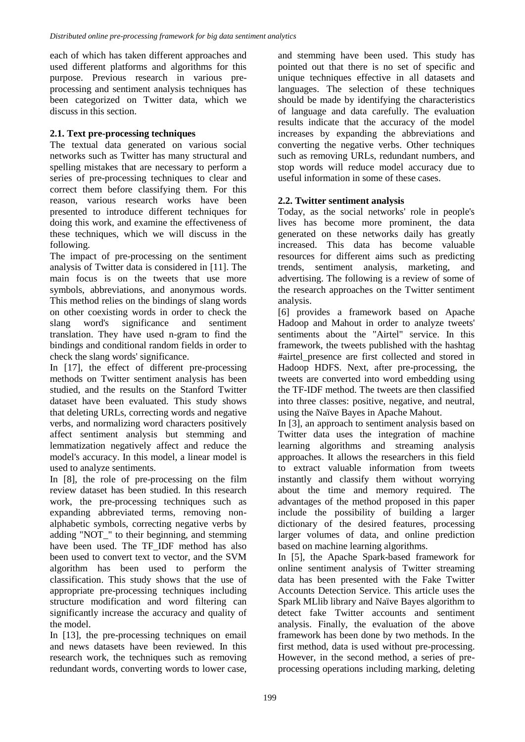each of which has taken different approaches and used different platforms and algorithms for this purpose. Previous research in various pre-processing and sentiment analysis techniques has been categorized on Twitter data, which we discuss in this section.

### 2.1. Text pre-processing techniques

The textual data generated on various social networks such as Twitter has many structural and spelling mistakes that are necessary to perform a series of pre-processing techniques to clear and correct them before classifying them. For this reason, various research works have been presented to introduce different techniques for doing this work, and examine the effectiveness of these techniques, which we will discuss in the following.

The impact of pre-processing on the sentiment analysis of Twitter data is considered in [11]. The main focus is on the tweets that use more symbols, abbreviations, and anonymous words. This method relies on the bindings of slang words on other coexisting words in order to check the slang word's significance and sentiment translation. They have used n-gram to find the bindings and conditional random fields in order to check the slang words' significance.

In [17], the effect of different pre-processing methods on Twitter sentiment analysis has been studied, and the results on the Stanford Twitter dataset have been evaluated. This study shows that deleting URLs, correcting words and negative verbs, and normalizing word characters positively affect sentiment analysis but stemming and lemmatization negatively affect and reduce the model's accuracy. In this model, a linear model is used to analyze sentiments.

In [8], the role of pre-processing on the film review dataset has been studied. In this research work, the pre-processing techniques such as expanding abbreviated terms, removing non-alphabetic symbols, correcting negative verbs by adding "NOT_" to their beginning, and stemming have been used. The TF_IDF method has also been used to convert text to vector, and the SVM algorithm has been used to perform the classification. This study shows that the use of appropriate pre-processing techniques including structure modification and word filtering can significantly increase the accuracy and quality of the model.

In [13], the pre-processing techniques on email and news datasets have been reviewed. In this research work, the techniques such as removing redundant words, converting words to lower case, and stemming have been used. This study has pointed out that there is no set of specific and unique techniques effective in all datasets and languages. The selection of these techniques should be made by identifying the characteristics of language and data carefully. The evaluation results indicate that the accuracy of the model increases by expanding the abbreviations and converting the negative verbs. Other techniques such as removing URLs, redundant numbers, and stop words will reduce model accuracy due to useful information in some of these cases.

### 2.2. Twitter sentiment analysis

Today, as the social networks' role in people's lives has become more prominent, the data generated on these networks daily has greatly increased. This data has become valuable resources for different aims such as predicting trends, sentiment analysis, marketing, and advertising. The following is a review of some of the research approaches on the Twitter sentiment analysis.

[6] provides a framework based on Apache Hadoop and Mahout in order to analyze tweets' sentiments about the "Airtel" service. In this framework, the tweets published with the hashtag #airtel_presence are first collected and stored in Hadoop HDFS. Next, after pre-processing, the tweets are converted into word embedding using the TF-IDF method. The tweets are then classified into three classes: positive, negative, and neutral, using the Naïve Bayes in Apache Mahout.

In [3], an approach to sentiment analysis based on Twitter data uses the integration of machine learning algorithms and streaming analysis approaches. It allows the researchers in this field to extract valuable information from tweets instantly and classify them without worrying about the time and memory required. The advantages of the method proposed in this paper include the possibility of building a larger dictionary of the desired features, processing larger volumes of data, and online prediction based on machine learning algorithms.

In [5], the Apache Spark-based framework for online sentiment analysis of Twitter streaming data has been presented with the Fake Twitter Accounts Detection Service. This article uses the Spark MLlib library and Naïve Bayes algorithm to detect fake Twitter accounts and sentiment analysis. Finally, the evaluation of the above framework has been done by two methods. In the first method, data is used without pre-processing. However, in the second method, a series of pre-processing operations including marking, deleting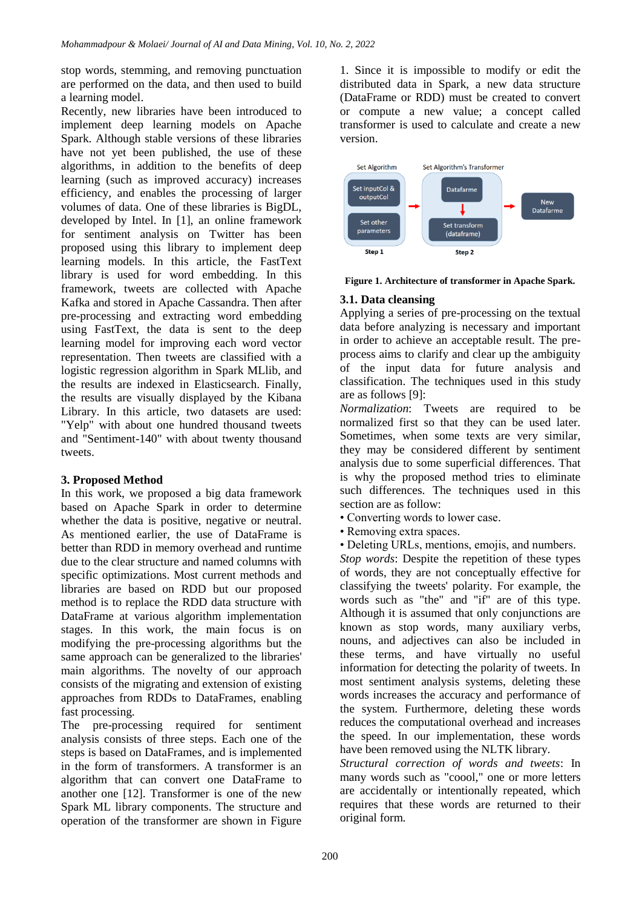stop words, stemming, and removing punctuation are performed on the data, and then used to build a learning model.

Recently, new libraries have been introduced to implement deep learning models on Apache Spark. Although stable versions of these libraries have not yet been published, the use of these algorithms, in addition to the benefits of deep learning (such as improved accuracy) increases efficiency, and enables the processing of larger volumes of data. One of these libraries is BigDL, developed by Intel. In [1], an online framework for sentiment analysis on Twitter has been proposed using this library to implement deep learning models. In this article, the FastText library is used for word embedding. In this framework, tweets are collected with Apache Kafka and stored in Apache Cassandra. Then after pre-processing and extracting word embedding using FastText, the data is sent to the deep learning model for improving each word vector representation. Then tweets are classified with a logistic regression algorithm in Spark MLlib, and the results are indexed in Elasticsearch. Finally, the results are visually displayed by the Kibana Library. In this article, two datasets are used: "Yelp" with about one hundred thousand tweets and "Sentiment-140" with about twenty thousand tweets.

## 3. Proposed Method

In this work, we proposed a big data framework based on Apache Spark in order to determine whether the data is positive, negative or neutral. As mentioned earlier, the use of DataFrame is better than RDD in memory overhead and runtime due to the clear structure and named columns with specific optimizations. Most current methods and libraries are based on RDD but our proposed method is to replace the RDD data structure with DataFrame at various algorithm implementation stages. In this work, the main focus is on modifying the pre-processing algorithms but the same approach can be generalized to the libraries' main algorithms. The novelty of our approach consists of the migrating and extension of existing approaches from RDDs to DataFrames, enabling fast processing.

The pre-processing required for sentiment analysis consists of three steps. Each one of the steps is based on DataFrames, and is implemented in the form of transformers. A transformer is an algorithm that can convert one DataFrame to another one [12]. Transformer is one of the new Spark ML library components. The structure and operation of the transformer are shown in Figure 1. Since it is impossible to modify or edit the distributed data in Spark, a new data structure (DataFrame or RDD) must be created to convert or compute a new value; a concept called transformer is used to calculate and create a new version.

**Figure 1. Architecture of transformer in Apache Spark.**

### 3.1. Data cleansing

Applying a series of pre-processing on the textual data before analyzing is necessary and important in order to achieve an acceptable result. The pre-process aims to clarify and clear up the ambiguity of the input data for future analysis and classification. The techniques used in this study are as follows [9]:

*Normalization*: Tweets are required to be normalized first so that they can be used later. Sometimes, when some texts are very similar, they may be considered different by sentiment analysis due to some superficial differences. That is why the proposed method tries to eliminate such differences. The techniques used in this section are as follow:

- Converting words to lower case.
- Removing extra spaces.
- Deleting URLs, mentions, emojis, and numbers.

*Stop words*: Despite the repetition of these types of words, they are not conceptually effective for classifying the tweets' polarity. For example, the words such as "the" and "if" are of this type. Although it is assumed that only conjunctions are known as stop words, many auxiliary verbs, nouns, and adjectives can also be included in these terms, and have virtually no useful information for detecting the polarity of tweets. In most sentiment analysis systems, deleting these words increases the accuracy and performance of the system. Furthermore, deleting these words reduces the computational overhead and increases the speed. In our implementation, these words have been removed using the NLTK library.

*Structural correction of words and tweets*: In many words such as "coool," one or more letters are accidentally or intentionally repeated, which requires that these words are returned to their original form.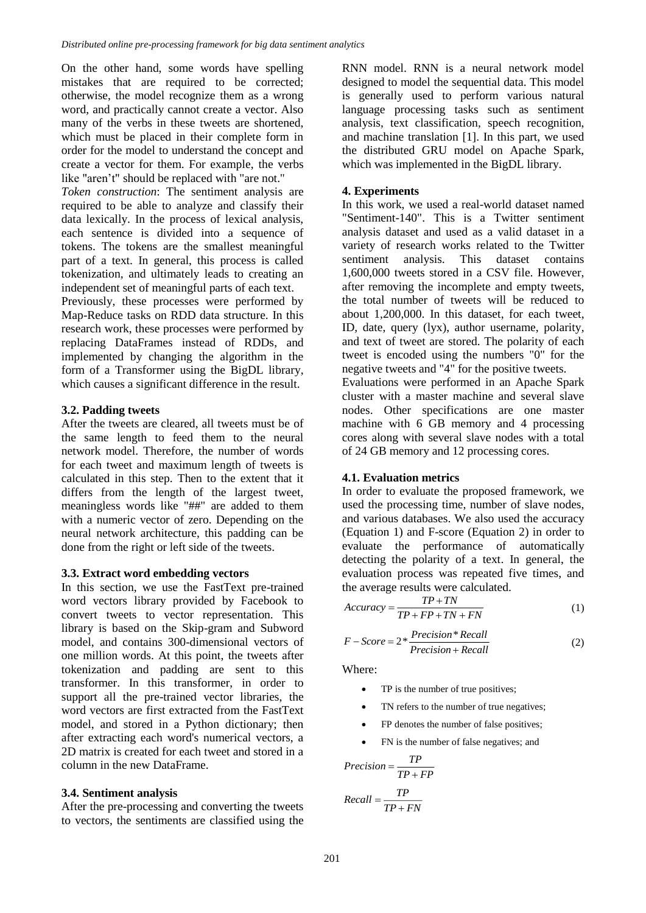On the other hand, some words have spelling mistakes that are required to be corrected; otherwise, the model recognize them as a wrong word, and practically cannot create a vector. Also many of the verbs in these tweets are shortened, which must be placed in their complete form in order for the model to understand the concept and create a vector for them. For example, the verbs like "aren't" should be replaced with "are not."

*Token construction*: The sentiment analysis are required to be able to analyze and classify their data lexically. In the process of lexical analysis, each sentence is divided into a sequence of tokens. The tokens are the smallest meaningful part of a text. In general, this process is called tokenization, and ultimately leads to creating an independent set of meaningful parts of each text.

Previously, these processes were performed by Map-Reduce tasks on RDD data structure. In this research work, these processes were performed by replacing DataFrames instead of RDDs, and implemented by changing the algorithm in the form of a Transformer using the BigDL library, which causes a significant difference in the result.

### 3.2. Padding tweets

After the tweets are cleared, all tweets must be of the same length to feed them to the neural network model. Therefore, the number of words for each tweet and maximum length of tweets is calculated in this step. Then to the extent that it differs from the length of the largest tweet, meaningless words like "##" are added to them with a numeric vector of zero. Depending on the neural network architecture, this padding can be done from the right or left side of the tweets.

### 3.3. Extract word embedding vectors

In this section, we use the FastText pre-trained word vectors library provided by Facebook to convert tweets to vector representation. This library is based on the Skip-gram and Subword model, and contains 300-dimensional vectors of one million words. At this point, the tweets after tokenization and padding are sent to this transformer. In this transformer, in order to support all the pre-trained vector libraries, the word vectors are first extracted from the FastText model, and stored in a Python dictionary; then after extracting each word's numerical vectors, a 2D matrix is created for each tweet and stored in a column in the new DataFrame.

### 3.4. Sentiment analysis

After the pre-processing and converting the tweets to vectors, the sentiments are classified using the RNN model. RNN is a neural network model designed to model the sequential data. This model is generally used to perform various natural language processing tasks such as sentiment analysis, text classification, speech recognition, and machine translation [1]. In this part, we used the distributed GRU model on Apache Spark, which was implemented in the BigDL library.

## 4. Experiments

In this work, we used a real-world dataset named "Sentiment-140". This is a Twitter sentiment analysis dataset and used as a valid dataset in a variety of research works related to the Twitter sentiment analysis. This dataset contains 1,600,000 tweets stored in a CSV file. However, after removing the incomplete and empty tweets, the total number of tweets will be reduced to about 1,200,000. In this dataset, for each tweet, ID, date, query (lyx), author username, polarity, and text of tweet are stored. The polarity of each tweet is encoded using the numbers "0" for the negative tweets and "4" for the positive tweets.

Evaluations were performed in an Apache Spark cluster with a master machine and several slave nodes. Other specifications are one master machine with 6 GB memory and 4 processing cores along with several slave nodes with a total of 24 GB memory and 12 processing cores.

### 4.1. Evaluation metrics

In order to evaluate the proposed framework, we used the processing time, number of slave nodes, and various databases. We also used the accuracy (Equation 1) and F-score (Equation 2) in order to evaluate the performance of automatically detecting the polarity of a text. In general, the evaluation process was repeated five times, and the average results were calculated.

$$Accuracy = \frac{TP + TN}{TP + FP + TN + FN} \tag{1}$$

$$F - Score = 2 * \frac{Precision * Recall}{Precision + Recall} \tag{2}$$

Where:

- TP is the number of true positives;
- TN refers to the number of true negatives;
- FP denotes the number of false positives;
- FN is the number of false negatives; and

$$Precision = \frac{TP}{TP + FP}$$

$$Recall = \frac{TP}{TP + FN}$$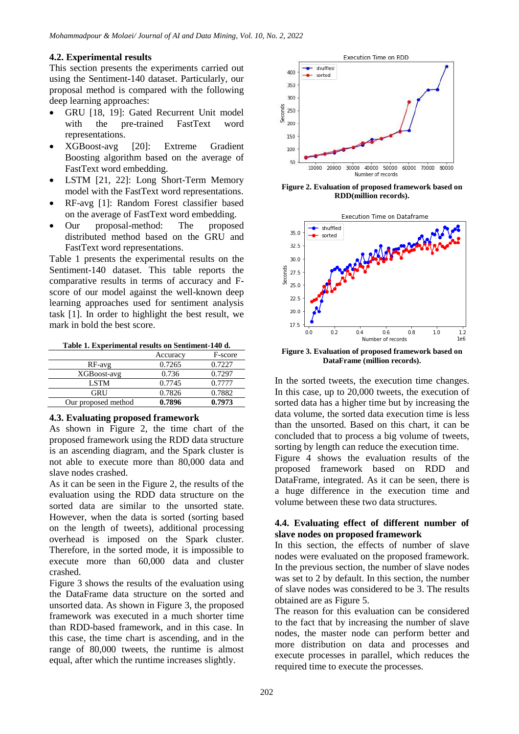### 4.2. Experimental results

This section presents the experiments carried out using the Sentiment-140 dataset. Particularly, our proposal method is compared with the following deep learning approaches:

- GRU [18, 19]: Gated Recurrent Unit model with the pre-trained FastText word representations.
- XGBoost-avg [20]: Extreme Gradient Boosting algorithm based on the average of FastText word embedding.
- LSTM [21, 22]: Long Short-Term Memory model with the FastText word representations.
- RF-avg [1]: Random Forest classifier based on the average of FastText word embedding.
- Our proposal-method: The proposed distributed method based on the GRU and FastText word representations.

Table 1 presents the experimental results on the Sentiment-140 dataset. This table reports the comparative results in terms of accuracy and F-score of our model against the well-known deep learning approaches used for sentiment analysis task [1]. In order to highlight the best result, we mark in bold the best score.

**Table 1. Experimental results on Sentiment-140 d.**

| | Accuracy | F-score |
|---|---|---|
| RF-avg | 0.7265 | 0.7227 |
| XGBoost-avg | 0.736 | 0.7297 |
| LSTM | 0.7745 | 0.7777 |
| GRU | 0.7826 | 0.7882 |
| Our proposed method | **0.7896** | **0.7973** |

### 4.3. Evaluating proposed framework

As shown in Figure 2, the time chart of the proposed framework using the RDD data structure is an ascending diagram, and the Spark cluster is not able to execute more than 80,000 data and slave nodes crashed.

As it can be seen in the Figure 2, the results of the evaluation using the RDD data structure on the sorted data are similar to the unsorted state. However, when the data is sorted (sorting based on the length of tweets), additional processing overhead is imposed on the Spark cluster. Therefore, in the sorted mode, it is impossible to execute more than 60,000 data and cluster crashed.

Figure 3 shows the results of the evaluation using the DataFrame data structure on the sorted and unsorted data. As shown in Figure 3, the proposed framework was executed in a much shorter time than RDD-based framework, and in this case. In this case, the time chart is ascending, and in the range of 80,000 tweets, the runtime is almost equal, after which the runtime increases slightly.

**Figure 2. Evaluation of proposed framework based on RDD(million records).**

**Figure 3. Evaluation of proposed framework based on DataFrame (million records).**

In the sorted tweets, the execution time changes. In this case, up to 20,000 tweets, the execution of sorted data has a higher time but by increasing the data volume, the sorted data execution time is less than the unsorted. Based on this chart, it can be concluded that to process a big volume of tweets, sorting by length can reduce the execution time.

Figure 4 shows the evaluation results of the proposed framework based on RDD and DataFrame, integrated. As it can be seen, there is a huge difference in the execution time and volume between these two data structures.

### 4.4. Evaluating effect of different number of slave nodes on proposed framework

In this section, the effects of number of slave nodes were evaluated on the proposed framework. In the previous section, the number of slave nodes was set to 2 by default. In this section, the number of slave nodes was considered to be 3. The results obtained are as Figure 5.

The reason for this evaluation can be considered to the fact that by increasing the number of slave nodes, the master node can perform better and more distribution on data and processes and execute processes in parallel, which reduces the required time to execute the processes.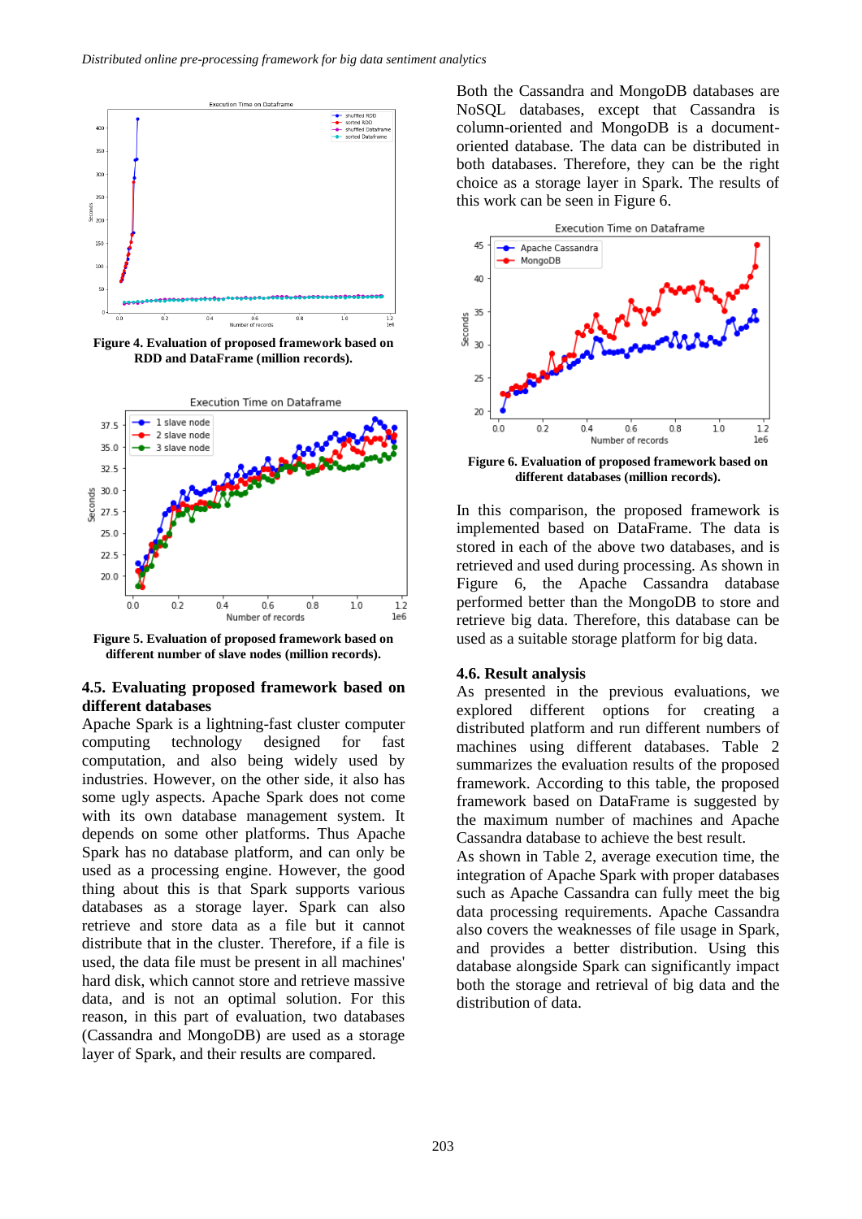Figure 4. Evaluation of proposed framework based on RDD and DataFrame (million records).

Figure 5. Evaluation of proposed framework based on different number of slave nodes (million records).

### 4.5. Evaluating proposed framework based on different databases

Apache Spark is a lightning-fast cluster computer computing technology designed for fast computation, and also being widely used by industries. However, on the other side, it also has some ugly aspects. Apache Spark does not come with its own database management system. It depends on some other platforms. Thus Apache Spark has no database platform, and can only be used as a processing engine. However, the good thing about this is that Spark supports various databases as a storage layer. Spark can also retrieve and store data as a file but it cannot distribute that in the cluster. Therefore, if a file is used, the data file must be present in all machines' hard disk, which cannot store and retrieve massive data, and is not an optimal solution. For this reason, in this part of evaluation, two databases (Cassandra and MongoDB) are used as a storage layer of Spark, and their results are compared.

Both the Cassandra and MongoDB databases are NoSQL databases, except that Cassandra is column-oriented and MongoDB is a document-oriented database. The data can be distributed in both databases. Therefore, they can be the right choice as a storage layer in Spark. The results of this work can be seen in Figure 6.

Figure 6. Evaluation of proposed framework based on different databases (million records).

In this comparison, the proposed framework is implemented based on DataFrame. The data is stored in each of the above two databases, and is retrieved and used during processing. As shown in Figure 6, the Apache Cassandra database performed better than the MongoDB to store and retrieve big data. Therefore, this database can be used as a suitable storage platform for big data.

### 4.6. Result analysis

As presented in the previous evaluations, we explored different options for creating a distributed platform and run different numbers of machines using different databases. Table 2 summarizes the evaluation results of the proposed framework. According to this table, the proposed framework based on DataFrame is suggested by the maximum number of machines and Apache Cassandra database to achieve the best result.

As shown in Table 2, average execution time, the integration of Apache Spark with proper databases such as Apache Cassandra can fully meet the big data processing requirements. Apache Cassandra also covers the weaknesses of file usage in Spark, and provides a better distribution. Using this database alongside Spark can significantly impact both the storage and retrieval of big data and the distribution of data.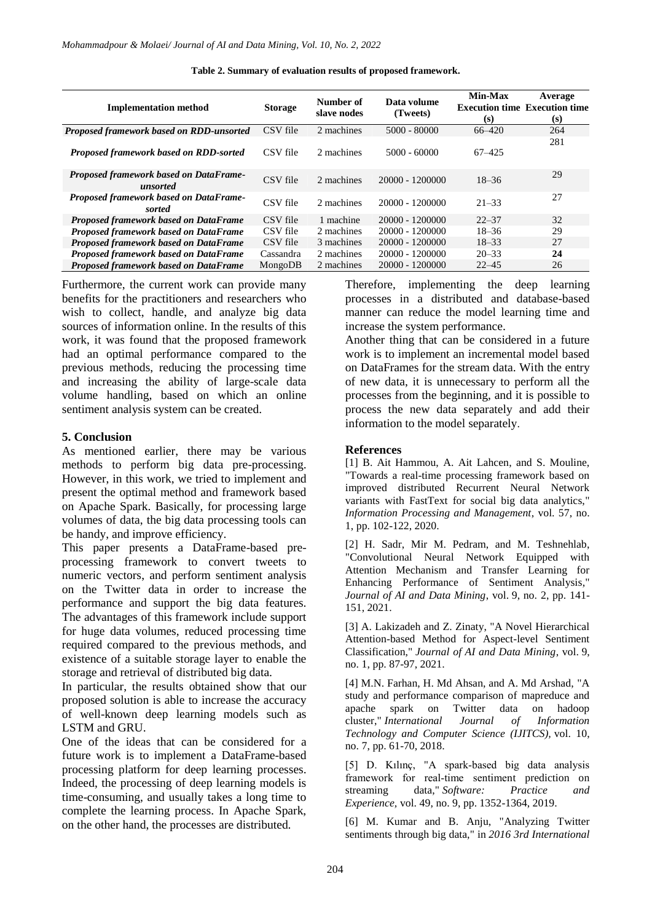**Table 2. Summary of evaluation results of proposed framework.**

| Implementation method | Storage | Number of slave nodes | Data volume (Tweets) | Min-Max Execution time (s) | Average Execution time (s) |
|---|---|---|---|---|---|
| ***Proposed framework based on RDD-unsorted*** | CSV file | 2 machines | 5000 - 80000 | 66–420 | 264 |
| ***Proposed framework based on RDD-sorted*** | CSV file | 2 machines | 5000 - 60000 | 67–425 | 281 |
| ***Proposed framework based on DataFrame-unsorted*** | CSV file | 2 machines | 20000 - 1200000 | 18–36 | 29 |
| ***Proposed framework based on DataFrame-sorted*** | CSV file | 2 machines | 20000 - 1200000 | 21–33 | 27 |
| ***Proposed framework based on DataFrame*** | CSV file | 1 machine | 20000 - 1200000 | 22–37 | 32 |
| ***Proposed framework based on DataFrame*** | CSV file | 2 machines | 20000 - 1200000 | 18–36 | 29 |
| ***Proposed framework based on DataFrame*** | CSV file | 3 machines | 20000 - 1200000 | 18–33 | 27 |
| ***Proposed framework based on DataFrame*** | Cassandra | 2 machines | 20000 - 1200000 | 20–33 | **24** |
| ***Proposed framework based on DataFrame*** | MongoDB | 2 machines | 20000 - 1200000 | 22–45 | 26 |

Furthermore, the current work can provide many benefits for the practitioners and researchers who wish to collect, handle, and analyze big data sources of information online. In the results of this work, it was found that the proposed framework had an optimal performance compared to the previous methods, reducing the processing time and increasing the ability of large-scale data volume handling, based on which an online sentiment analysis system can be created.

## 5. Conclusion

As mentioned earlier, there may be various methods to perform big data pre-processing. However, in this work, we tried to implement and present the optimal method and framework based on Apache Spark. Basically, for processing large volumes of data, the big data processing tools can be handy, and improve efficiency.

This paper presents a DataFrame-based pre-processing framework to convert tweets to numeric vectors, and perform sentiment analysis on the Twitter data in order to increase the performance and support the big data features. The advantages of this framework include support for huge data volumes, reduced processing time required compared to the previous methods, and existence of a suitable storage layer to enable the storage and retrieval of distributed big data.

In particular, the results obtained show that our proposed solution is able to increase the accuracy of well-known deep learning models such as LSTM and GRU.

One of the ideas that can be considered for a future work is to implement a DataFrame-based processing platform for deep learning processes. Indeed, the processing of deep learning models is time-consuming, and usually takes a long time to complete the learning process. In Apache Spark, on the other hand, the processes are distributed. Therefore, implementing the deep learning processes in a distributed and database-based manner can reduce the model learning time and increase the system performance.

Another thing that can be considered in a future work is to implement an incremental model based on DataFrames for the stream data. With the entry of new data, it is unnecessary to perform all the processes from the beginning, and it is possible to process the new data separately and add their information to the model separately.

## References

[1] B. Ait Hammou, A. Ait Lahcen, and S. Mouline, "Towards a real-time processing framework based on improved distributed Recurrent Neural Network variants with FastText for social big data analytics," *Information Processing and Management*, vol. 57, no. 1, pp. 102-122, 2020.

[2] H. Sadr, Mir M. Pedram, and M. Teshnehlab, "Convolutional Neural Network Equipped with Attention Mechanism and Transfer Learning for Enhancing Performance of Sentiment Analysis," *Journal of AI and Data Mining*, vol. 9, no. 2, pp. 141-151, 2021.

[3] A. Lakizadeh and Z. Zinaty, "A Novel Hierarchical Attention-based Method for Aspect-level Sentiment Classification," *Journal of AI and Data Mining*, vol. 9, no. 1, pp. 87-97, 2021.

[4] M.N. Farhan, H. Md Ahsan, and A. Md Arshad, "A study and performance comparison of mapreduce and apache spark on Twitter data on hadoop cluster," *International Journal of Information Technology and Computer Science (IJITCS)*, vol. 10, no. 7, pp. 61-70, 2018.

[5] D. Kılınç, "A spark-based big data analysis framework for real-time sentiment prediction on streaming data," *Software: Practice and Experience*, vol. 49, no. 9, pp. 1352-1364, 2019.

[6] M. Kumar and B. Anju, "Analyzing Twitter sentiments through big data," in *2016 3rd International*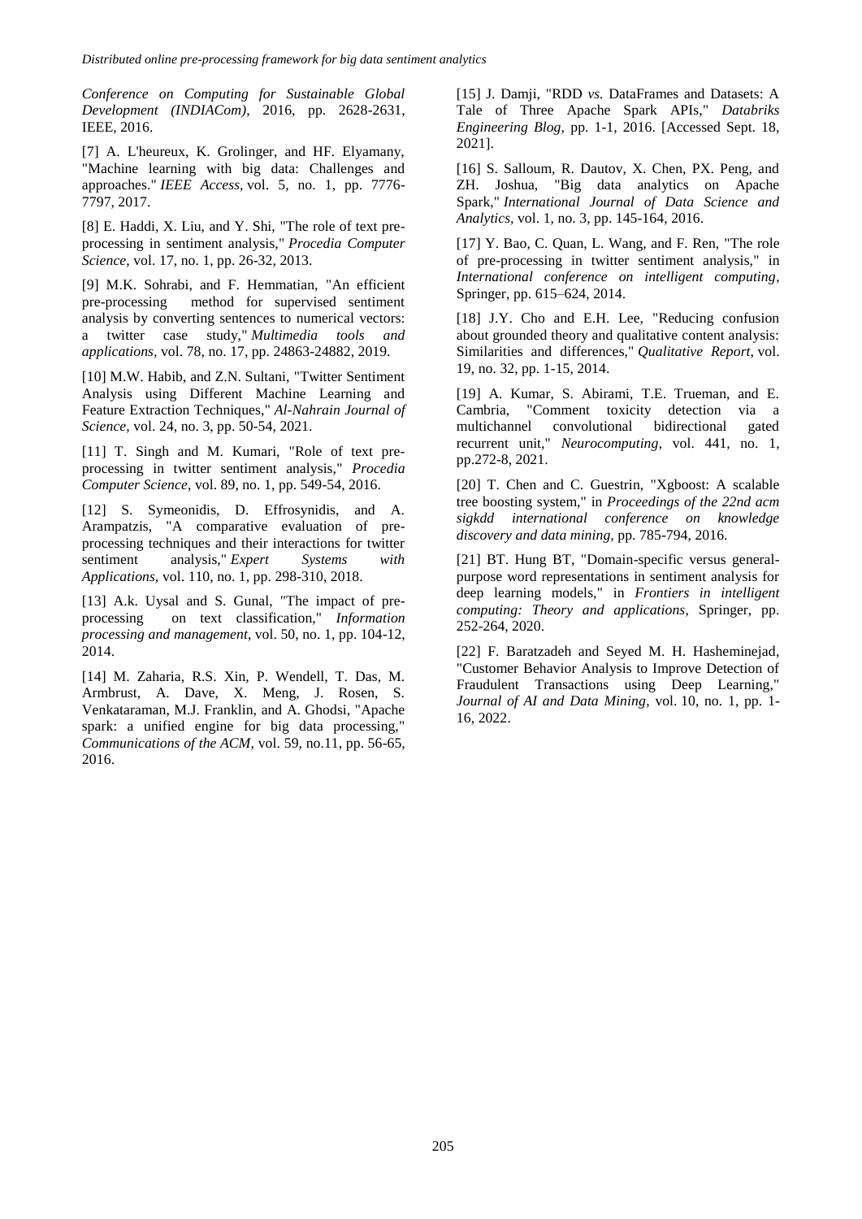*Conference on Computing for Sustainable Global Development (INDIACom)*, 2016, pp. 2628-2631, IEEE, 2016.

[7] A. L'heureux, K. Grolinger, and HF. Elyamany, "Machine learning with big data: Challenges and approaches." *IEEE Access*, vol. 5, no. 1, pp. 7776-7797, 2017.

[8] E. Haddi, X. Liu, and Y. Shi, "The role of text pre-processing in sentiment analysis," *Procedia Computer Science*, vol. 17, no. 1, pp. 26-32, 2013.

[9] M.K. Sohrabi, and F. Hemmatian, "An efficient pre-processing method for supervised sentiment analysis by converting sentences to numerical vectors: a twitter case study," *Multimedia tools and applications*, vol. 78, no. 17, pp. 24863-24882, 2019.

[10] M.W. Habib, and Z.N. Sultani, "Twitter Sentiment Analysis using Different Machine Learning and Feature Extraction Techniques," *Al-Nahrain Journal of Science*, vol. 24, no. 3, pp. 50-54, 2021.

[11] T. Singh and M. Kumari, "Role of text pre-processing in twitter sentiment analysis," *Procedia Computer Science*, vol. 89, no. 1, pp. 549-54, 2016.

[12] S. Symeonidis, D. Effrosynidis, and A. Arampatzis, "A comparative evaluation of pre-processing techniques and their interactions for twitter sentiment analysis," *Expert Systems with Applications*, vol. 110, no. 1, pp. 298-310, 2018.

[13] A.k. Uysal and S. Gunal, "The impact of pre-processing on text classification," *Information processing and management*, vol. 50, no. 1, pp. 104-12, 2014.

[14] M. Zaharia, R.S. Xin, P. Wendell, T. Das, M. Armbrust, A. Dave, X. Meng, J. Rosen, S. Venkataraman, M.J. Franklin, and A. Ghodsi, "Apache spark: a unified engine for big data processing," *Communications of the ACM*, vol. 59, no.11, pp. 56-65, 2016.

[15] J. Damji, "RDD *vs.* DataFrames and Datasets: A Tale of Three Apache Spark APIs," *Databriks Engineering Blog*, pp. 1-1, 2016. [Accessed Sept. 18, 2021].

[16] S. Salloum, R. Dautov, X. Chen, PX. Peng, and ZH. Joshua, "Big data analytics on Apache Spark," *International Journal of Data Science and Analytics*, vol. 1, no. 3, pp. 145-164, 2016.

[17] Y. Bao, C. Quan, L. Wang, and F. Ren, "The role of pre-processing in twitter sentiment analysis," in *International conference on intelligent computing*, Springer, pp. 615–624, 2014.

[18] J.Y. Cho and E.H. Lee, "Reducing confusion about grounded theory and qualitative content analysis: Similarities and differences," *Qualitative Report*, vol. 19, no. 32, pp. 1-15, 2014.

[19] A. Kumar, S. Abirami, T.E. Trueman, and E. Cambria, "Comment toxicity detection via a multichannel convolutional bidirectional gated recurrent unit," *Neurocomputing*, vol. 441, no. 1, pp.272-8, 2021.

[20] T. Chen and C. Guestrin, "Xgboost: A scalable tree boosting system," in *Proceedings of the 22nd acm sigkdd international conference on knowledge discovery and data mining*, pp. 785-794, 2016.

[21] BT. Hung BT, "Domain-specific versus general-purpose word representations in sentiment analysis for deep learning models," in *Frontiers in intelligent computing: Theory and applications*, Springer, pp. 252-264, 2020.

[22] F. Baratzadeh and Seyed M. H. Hasheminejad, "Customer Behavior Analysis to Improve Detection of Fraudulent Transactions using Deep Learning," *Journal of AI and Data Mining*, vol. 10, no. 1, pp. 1-16, 2022.